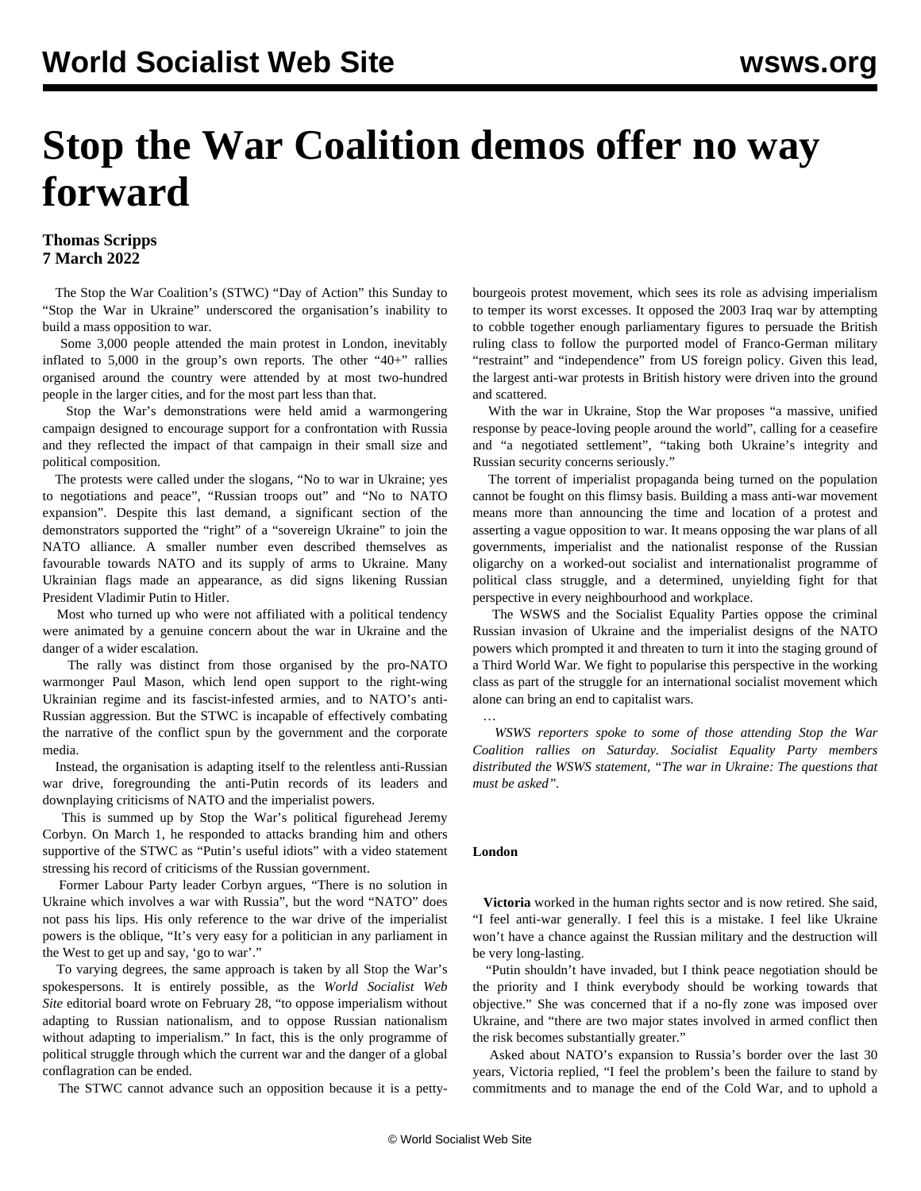# Stop the War Coalition demos offer no way forward

**Thomas Scripps**
**7 March 2022**

The Stop the War Coalition's (STWC) "Day of Action" this Sunday to "Stop the War in Ukraine" underscored the organisation's inability to build a mass opposition to war.

Some 3,000 people attended the main protest in London, inevitably inflated to 5,000 in the group's own reports. The other "40+" rallies organised around the country were attended by at most two-hundred people in the larger cities, and for the most part less than that.

Stop the War's demonstrations were held amid a warmongering campaign designed to encourage support for a confrontation with Russia and they reflected the impact of that campaign in their small size and political composition.

The protests were called under the slogans, "No to war in Ukraine; yes to negotiations and peace", "Russian troops out" and "No to NATO expansion". Despite this last demand, a significant section of the demonstrators supported the "right" of a "sovereign Ukraine" to join the NATO alliance. A smaller number even described themselves as favourable towards NATO and its supply of arms to Ukraine. Many Ukrainian flags made an appearance, as did signs likening Russian President Vladimir Putin to Hitler.

Most who turned up who were not affiliated with a political tendency were animated by a genuine concern about the war in Ukraine and the danger of a wider escalation.

The rally was distinct from those organised by the pro-NATO warmonger Paul Mason, which lend open support to the right-wing Ukrainian regime and its fascist-infested armies, and to NATO's anti-Russian aggression. But the STWC is incapable of effectively combating the narrative of the conflict spun by the government and the corporate media.

Instead, the organisation is adapting itself to the relentless anti-Russian war drive, foregrounding the anti-Putin records of its leaders and downplaying criticisms of NATO and the imperialist powers.

This is summed up by Stop the War's political figurehead Jeremy Corbyn. On March 1, he responded to attacks branding him and others supportive of the STWC as "Putin's useful idiots" with a video statement stressing his record of criticisms of the Russian government.

Former Labour Party leader Corbyn argues, "There is no solution in Ukraine which involves a war with Russia", but the word "NATO" does not pass his lips. His only reference to the war drive of the imperialist powers is the oblique, "It's very easy for a politician in any parliament in the West to get up and say, 'go to war'."

To varying degrees, the same approach is taken by all Stop the War's spokespersons. It is entirely possible, as the *World Socialist Web Site* editorial board wrote on February 28, "to oppose imperialism without adapting to Russian nationalism, and to oppose Russian nationalism without adapting to imperialism." In fact, this is the only programme of political struggle through which the current war and the danger of a global conflagration can be ended.

The STWC cannot advance such an opposition because it is a petty-bourgeois protest movement, which sees its role as advising imperialism to temper its worst excesses. It opposed the 2003 Iraq war by attempting to cobble together enough parliamentary figures to persuade the British ruling class to follow the purported model of Franco-German military "restraint" and "independence" from US foreign policy. Given this lead, the largest anti-war protests in British history were driven into the ground and scattered.

With the war in Ukraine, Stop the War proposes "a massive, unified response by peace-loving people around the world", calling for a ceasefire and "a negotiated settlement", "taking both Ukraine's integrity and Russian security concerns seriously."

The torrent of imperialist propaganda being turned on the population cannot be fought on this flimsy basis. Building a mass anti-war movement means more than announcing the time and location of a protest and asserting a vague opposition to war. It means opposing the war plans of all governments, imperialist and the nationalist response of the Russian oligarchy on a worked-out socialist and internationalist programme of political class struggle, and a determined, unyielding fight for that perspective in every neighbourhood and workplace.

The WSWS and the Socialist Equality Parties oppose the criminal Russian invasion of Ukraine and the imperialist designs of the NATO powers which prompted it and threaten to turn it into the staging ground of a Third World War. We fight to popularise this perspective in the working class as part of the struggle for an international socialist movement which alone can bring an end to capitalist wars.

…

*WSWS reporters spoke to some of those attending Stop the War Coalition rallies on Saturday. Socialist Equality Party members distributed the WSWS statement, "The war in Ukraine: The questions that must be asked".*

**London**

**Victoria** worked in the human rights sector and is now retired. She said, "I feel anti-war generally. I feel this is a mistake. I feel like Ukraine won't have a chance against the Russian military and the destruction will be very long-lasting.

"Putin shouldn't have invaded, but I think peace negotiation should be the priority and I think everybody should be working towards that objective." She was concerned that if a no-fly zone was imposed over Ukraine, and "there are two major states involved in armed conflict then the risk becomes substantially greater."

Asked about NATO's expansion to Russia's border over the last 30 years, Victoria replied, "I feel the problem's been the failure to stand by commitments and to manage the end of the Cold War, and to uphold a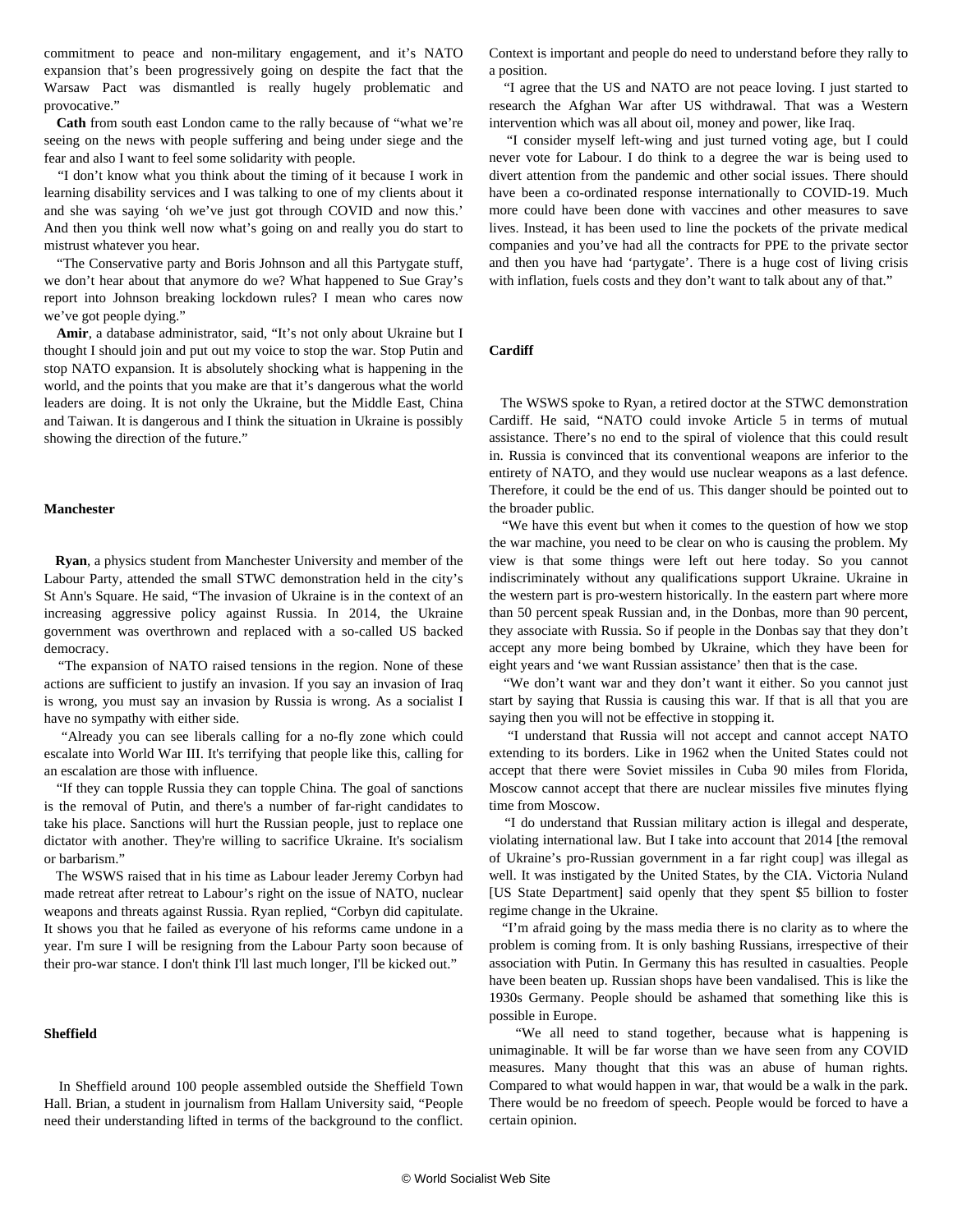commitment to peace and non-military engagement, and it's NATO expansion that's been progressively going on despite the fact that the Warsaw Pact was dismantled is really hugely problematic and provocative."

**Cath** from south east London came to the rally because of "what we're seeing on the news with people suffering and being under siege and the fear and also I want to feel some solidarity with people.

"I don't know what you think about the timing of it because I work in learning disability services and I was talking to one of my clients about it and she was saying 'oh we've just got through COVID and now this.' And then you think well now what's going on and really you do start to mistrust whatever you hear.

"The Conservative party and Boris Johnson and all this Partygate stuff, we don't hear about that anymore do we? What happened to Sue Gray's report into Johnson breaking lockdown rules? I mean who cares now we've got people dying."

**Amir**, a database administrator, said, "It's not only about Ukraine but I thought I should join and put out my voice to stop the war. Stop Putin and stop NATO expansion. It is absolutely shocking what is happening in the world, and the points that you make are that it's dangerous what the world leaders are doing. It is not only the Ukraine, but the Middle East, China and Taiwan. It is dangerous and I think the situation in Ukraine is possibly showing the direction of the future."

**Manchester**

**Ryan**, a physics student from Manchester University and member of the Labour Party, attended the small STWC demonstration held in the city's St Ann's Square. He said, "The invasion of Ukraine is in the context of an increasing aggressive policy against Russia. In 2014, the Ukraine government was overthrown and replaced with a so-called US backed democracy.

"The expansion of NATO raised tensions in the region. None of these actions are sufficient to justify an invasion. If you say an invasion of Iraq is wrong, you must say an invasion by Russia is wrong. As a socialist I have no sympathy with either side.

"Already you can see liberals calling for a no-fly zone which could escalate into World War III. It's terrifying that people like this, calling for an escalation are those with influence.

"If they can topple Russia they can topple China. The goal of sanctions is the removal of Putin, and there's a number of far-right candidates to take his place. Sanctions will hurt the Russian people, just to replace one dictator with another. They're willing to sacrifice Ukraine. It's socialism or barbarism."

The WSWS raised that in his time as Labour leader Jeremy Corbyn had made retreat after retreat to Labour's right on the issue of NATO, nuclear weapons and threats against Russia. Ryan replied, "Corbyn did capitulate. It shows you that he failed as everyone of his reforms came undone in a year. I'm sure I will be resigning from the Labour Party soon because of their pro-war stance. I don't think I'll last much longer, I'll be kicked out."

**Sheffield**

In Sheffield around 100 people assembled outside the Sheffield Town Hall. Brian, a student in journalism from Hallam University said, "People need their understanding lifted in terms of the background to the conflict. Context is important and people do need to understand before they rally to a position.

"I agree that the US and NATO are not peace loving. I just started to research the Afghan War after US withdrawal. That was a Western intervention which was all about oil, money and power, like Iraq.

"I consider myself left-wing and just turned voting age, but I could never vote for Labour. I do think to a degree the war is being used to divert attention from the pandemic and other social issues. There should have been a co-ordinated response internationally to COVID-19. Much more could have been done with vaccines and other measures to save lives. Instead, it has been used to line the pockets of the private medical companies and you've had all the contracts for PPE to the private sector and then you have had 'partygate'. There is a huge cost of living crisis with inflation, fuels costs and they don't want to talk about any of that."

**Cardiff**

The WSWS spoke to Ryan, a retired doctor at the STWC demonstration Cardiff. He said, "NATO could invoke Article 5 in terms of mutual assistance. There's no end to the spiral of violence that this could result in. Russia is convinced that its conventional weapons are inferior to the entirety of NATO, and they would use nuclear weapons as a last defence. Therefore, it could be the end of us. This danger should be pointed out to the broader public.

"We have this event but when it comes to the question of how we stop the war machine, you need to be clear on who is causing the problem. My view is that some things were left out here today. So you cannot indiscriminately without any qualifications support Ukraine. Ukraine in the western part is pro-western historically. In the eastern part where more than 50 percent speak Russian and, in the Donbas, more than 90 percent, they associate with Russia. So if people in the Donbas say that they don't accept any more being bombed by Ukraine, which they have been for eight years and 'we want Russian assistance' then that is the case.

"We don't want war and they don't want it either. So you cannot just start by saying that Russia is causing this war. If that is all that you are saying then you will not be effective in stopping it.

"I understand that Russia will not accept and cannot accept NATO extending to its borders. Like in 1962 when the United States could not accept that there were Soviet missiles in Cuba 90 miles from Florida, Moscow cannot accept that there are nuclear missiles five minutes flying time from Moscow.

"I do understand that Russian military action is illegal and desperate, violating international law. But I take into account that 2014 [the removal of Ukraine's pro-Russian government in a far right coup] was illegal as well. It was instigated by the United States, by the CIA. Victoria Nuland [US State Department] said openly that they spent $5 billion to foster regime change in the Ukraine.

"I'm afraid going by the mass media there is no clarity as to where the problem is coming from. It is only bashing Russians, irrespective of their association with Putin. In Germany this has resulted in casualties. People have been beaten up. Russian shops have been vandalised. This is like the 1930s Germany. People should be ashamed that something like this is possible in Europe.

"We all need to stand together, because what is happening is unimaginable. It will be far worse than we have seen from any COVID measures. Many thought that this was an abuse of human rights. Compared to what would happen in war, that would be a walk in the park. There would be no freedom of speech. People would be forced to have a certain opinion.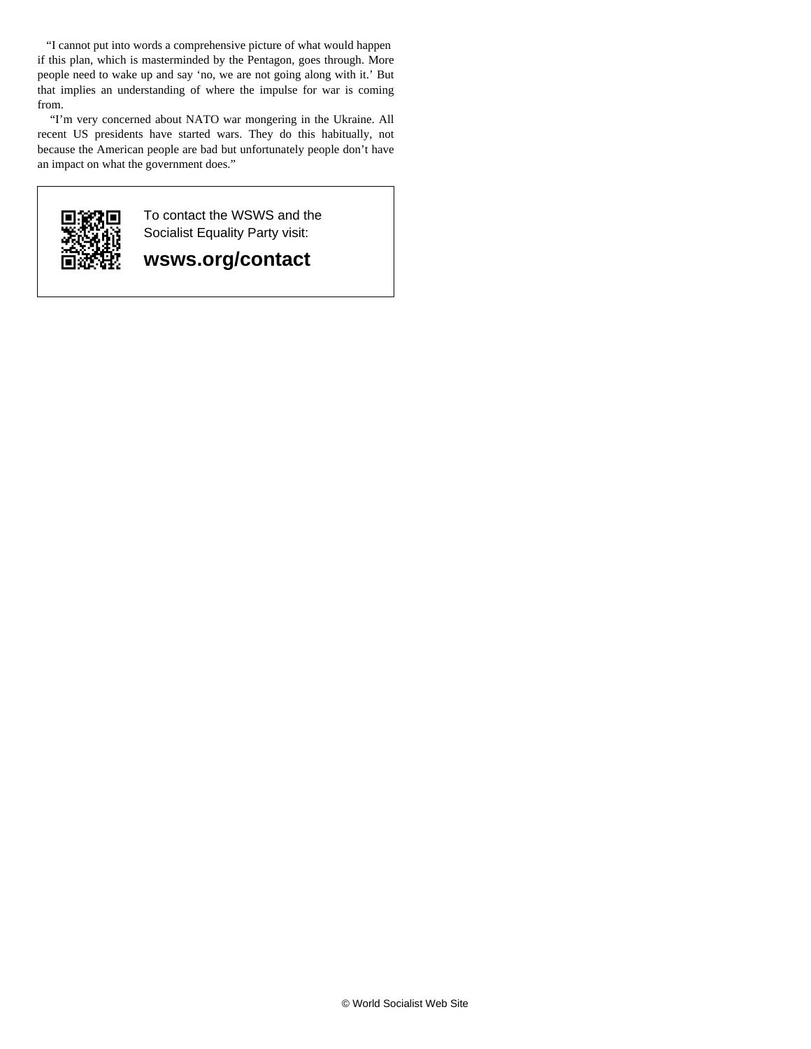"I cannot put into words a comprehensive picture of what would happen if this plan, which is masterminded by the Pentagon, goes through. More people need to wake up and say 'no, we are not going along with it.' But that implies an understanding of where the impulse for war is coming from.

"I'm very concerned about NATO war mongering in the Ukraine. All recent US presidents have started wars. They do this habitually, not because the American people are bad but unfortunately people don't have an impact on what the government does."

To contact the WSWS and the Socialist Equality Party visit:

**wsws.org/contact**

© World Socialist Web Site